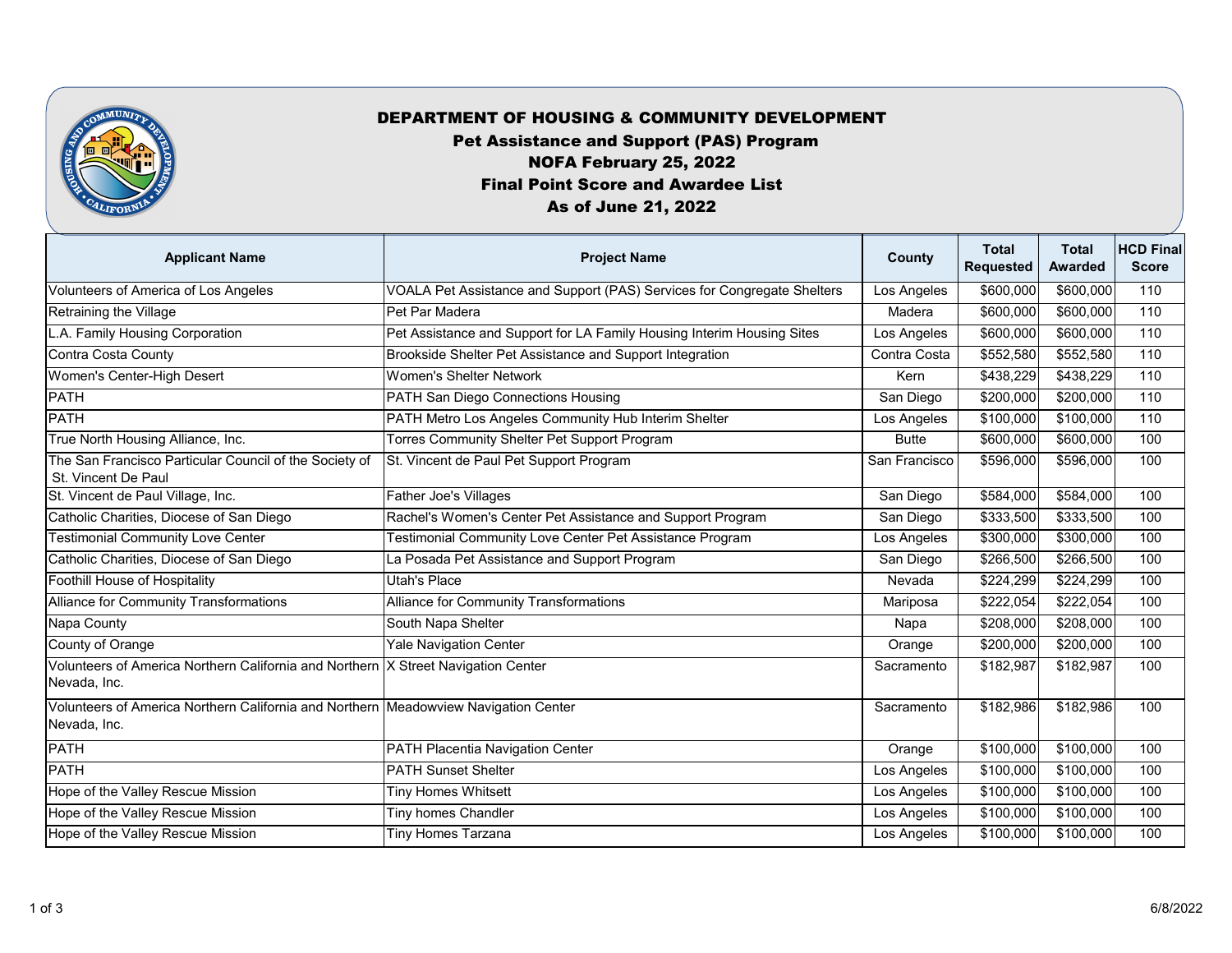# DEPARTMENT OF HOUSING & COMMUNITY DEVELOPMENT

## Pet Assistance and Support (PAS) Program

## NOFA February 25, 2022

## Final Point Score and Awardee List

## As of June 21, 2022

| Applicant Name | Project Name | County | Total Requested | Total Awarded | HCD Final Score |
|---|---|---|---|---|---|
| Volunteers of America of Los Angeles | VOALA Pet Assistance and Support (PAS) Services for Congregate Shelters | Los Angeles | $600,000 | $600,000 | 110 |
| Retraining the Village | Pet Par Madera | Madera | $600,000 | $600,000 | 110 |
| L.A. Family Housing Corporation | Pet Assistance and Support for LA Family Housing Interim Housing Sites | Los Angeles | $600,000 | $600,000 | 110 |
| Contra Costa County | Brookside Shelter Pet Assistance and Support Integration | Contra Costa | $552,580 | $552,580 | 110 |
| Women's Center-High Desert | Women's Shelter Network | Kern | $438,229 | $438,229 | 110 |
| PATH | PATH San Diego Connections Housing | San Diego | $200,000 | $200,000 | 110 |
| PATH | PATH Metro Los Angeles Community Hub Interim Shelter | Los Angeles | $100,000 | $100,000 | 110 |
| True North Housing Alliance, Inc. | Torres Community Shelter Pet Support Program | Butte | $600,000 | $600,000 | 100 |
| The San Francisco Particular Council of the Society of St. Vincent De Paul | St. Vincent de Paul Pet Support Program | San Francisco | $596,000 | $596,000 | 100 |
| St. Vincent de Paul Village, Inc. | Father Joe's Villages | San Diego | $584,000 | $584,000 | 100 |
| Catholic Charities, Diocese of San Diego | Rachel's Women's Center Pet Assistance and Support Program | San Diego | $333,500 | $333,500 | 100 |
| Testimonial Community Love Center | Testimonial Community Love Center Pet Assistance Program | Los Angeles | $300,000 | $300,000 | 100 |
| Catholic Charities, Diocese of San Diego | La Posada Pet Assistance and Support Program | San Diego | $266,500 | $266,500 | 100 |
| Foothill House of Hospitality | Utah's Place | Nevada | $224,299 | $224,299 | 100 |
| Alliance for Community Transformations | Alliance for Community Transformations | Mariposa | $222,054 | $222,054 | 100 |
| Napa County | South Napa Shelter | Napa | $208,000 | $208,000 | 100 |
| County of Orange | Yale Navigation Center | Orange | $200,000 | $200,000 | 100 |
| Volunteers of America Northern California and Northern Nevada, Inc. | X Street Navigation Center | Sacramento | $182,987 | $182,987 | 100 |
| Volunteers of America Northern California and Northern Nevada, Inc. | Meadowview Navigation Center | Sacramento | $182,986 | $182,986 | 100 |
| PATH | PATH Placentia Navigation Center | Orange | $100,000 | $100,000 | 100 |
| PATH | PATH Sunset Shelter | Los Angeles | $100,000 | $100,000 | 100 |
| Hope of the Valley Rescue Mission | Tiny Homes Whitsett | Los Angeles | $100,000 | $100,000 | 100 |
| Hope of the Valley Rescue Mission | Tiny homes Chandler | Los Angeles | $100,000 | $100,000 | 100 |
| Hope of the Valley Rescue Mission | Tiny Homes Tarzana | Los Angeles | $100,000 | $100,000 | 100 |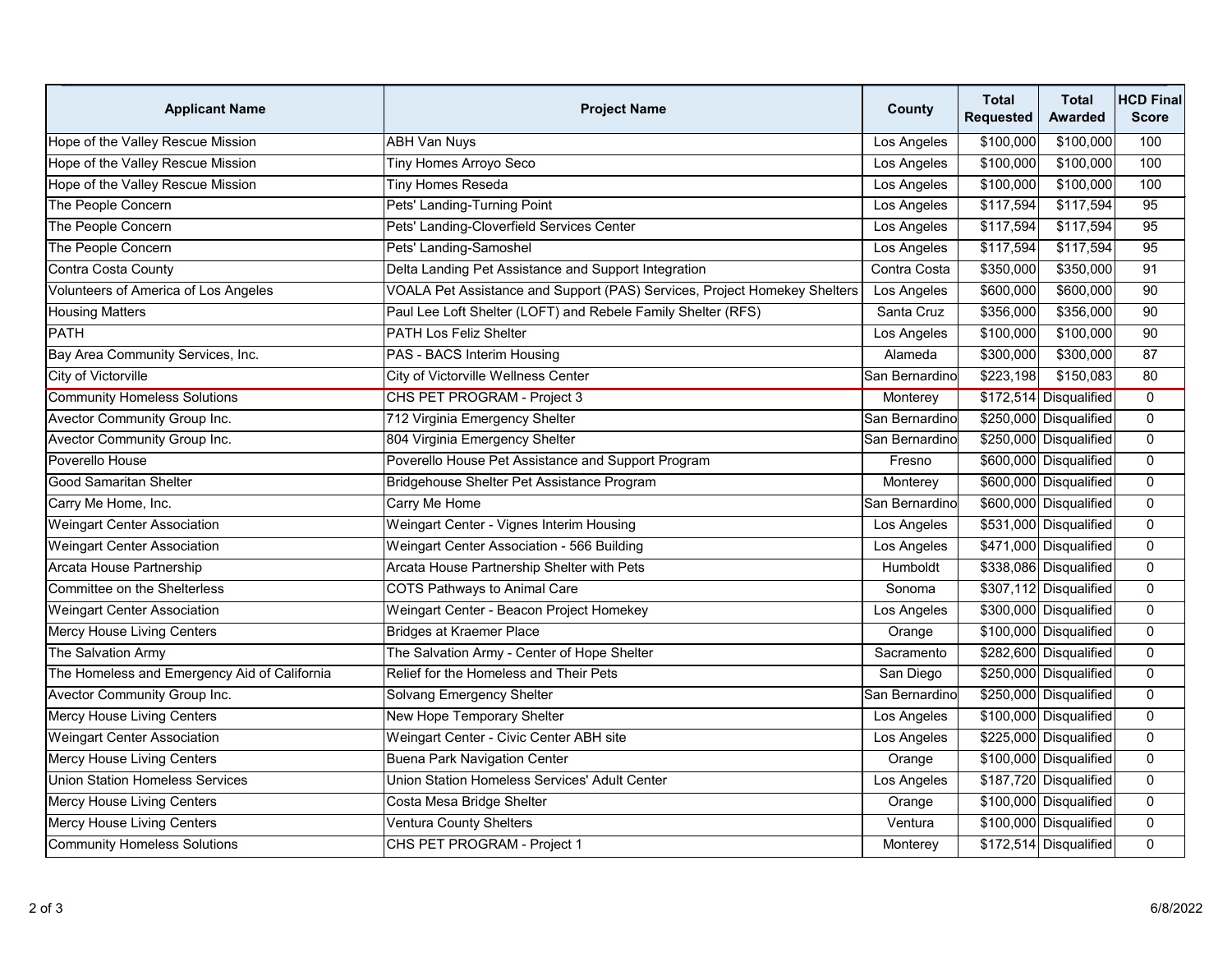| Applicant Name | Project Name | County | Total Requested | Total Awarded | HCD Final Score |
|---|---|---|---|---|---|
| Hope of the Valley Rescue Mission | ABH Van Nuys | Los Angeles | $100,000 | $100,000 | 100 |
| Hope of the Valley Rescue Mission | Tiny Homes Arroyo Seco | Los Angeles | $100,000 | $100,000 | 100 |
| Hope of the Valley Rescue Mission | Tiny Homes Reseda | Los Angeles | $100,000 | $100,000 | 100 |
| The People Concern | Pets' Landing-Turning Point | Los Angeles | $117,594 | $117,594 | 95 |
| The People Concern | Pets' Landing-Cloverfield Services Center | Los Angeles | $117,594 | $117,594 | 95 |
| The People Concern | Pets' Landing-Samoshel | Los Angeles | $117,594 | $117,594 | 95 |
| Contra Costa County | Delta Landing Pet Assistance and Support Integration | Contra Costa | $350,000 | $350,000 | 91 |
| Volunteers of America of Los Angeles | VOALA Pet Assistance and Support (PAS) Services, Project Homekey Shelters | Los Angeles | $600,000 | $600,000 | 90 |
| Housing Matters | Paul Lee Loft Shelter (LOFT) and Rebele Family Shelter (RFS) | Santa Cruz | $356,000 | $356,000 | 90 |
| PATH | PATH Los Feliz Shelter | Los Angeles | $100,000 | $100,000 | 90 |
| Bay Area Community Services, Inc. | PAS - BACS Interim Housing | Alameda | $300,000 | $300,000 | 87 |
| City of Victorville | City of Victorville Wellness Center | San Bernardino | $223,198 | $150,083 | 80 |
| Community Homeless Solutions | CHS PET PROGRAM - Project 3 | Monterey | $172,514 | Disqualified | 0 |
| Avector Community Group Inc. | 712 Virginia Emergency Shelter | San Bernardino | $250,000 | Disqualified | 0 |
| Avector Community Group Inc. | 804 Virginia Emergency Shelter | San Bernardino | $250,000 | Disqualified | 0 |
| Poverello House | Poverello House Pet Assistance and Support Program | Fresno | $600,000 | Disqualified | 0 |
| Good Samaritan Shelter | Bridgehouse Shelter Pet Assistance Program | Monterey | $600,000 | Disqualified | 0 |
| Carry Me Home, Inc. | Carry Me Home | San Bernardino | $600,000 | Disqualified | 0 |
| Weingart Center Association | Weingart Center - Vignes Interim Housing | Los Angeles | $531,000 | Disqualified | 0 |
| Weingart Center Association | Weingart Center Association - 566 Building | Los Angeles | $471,000 | Disqualified | 0 |
| Arcata House Partnership | Arcata House Partnership Shelter with Pets | Humboldt | $338,086 | Disqualified | 0 |
| Committee on the Shelterless | COTS Pathways to Animal Care | Sonoma | $307,112 | Disqualified | 0 |
| Weingart Center Association | Weingart Center - Beacon Project Homekey | Los Angeles | $300,000 | Disqualified | 0 |
| Mercy House Living Centers | Bridges at Kraemer Place | Orange | $100,000 | Disqualified | 0 |
| The Salvation Army | The Salvation Army - Center of Hope Shelter | Sacramento | $282,600 | Disqualified | 0 |
| The Homeless and Emergency Aid of California | Relief for the Homeless and Their Pets | San Diego | $250,000 | Disqualified | 0 |
| Avector Community Group Inc. | Solvang Emergency Shelter | San Bernardino | $250,000 | Disqualified | 0 |
| Mercy House Living Centers | New Hope Temporary Shelter | Los Angeles | $100,000 | Disqualified | 0 |
| Weingart Center Association | Weingart Center - Civic Center ABH site | Los Angeles | $225,000 | Disqualified | 0 |
| Mercy House Living Centers | Buena Park Navigation Center | Orange | $100,000 | Disqualified | 0 |
| Union Station Homeless Services | Union Station Homeless Services' Adult Center | Los Angeles | $187,720 | Disqualified | 0 |
| Mercy House Living Centers | Costa Mesa Bridge Shelter | Orange | $100,000 | Disqualified | 0 |
| Mercy House Living Centers | Ventura County Shelters | Ventura | $100,000 | Disqualified | 0 |
| Community Homeless Solutions | CHS PET PROGRAM - Project 1 | Monterey | $172,514 | Disqualified | 0 |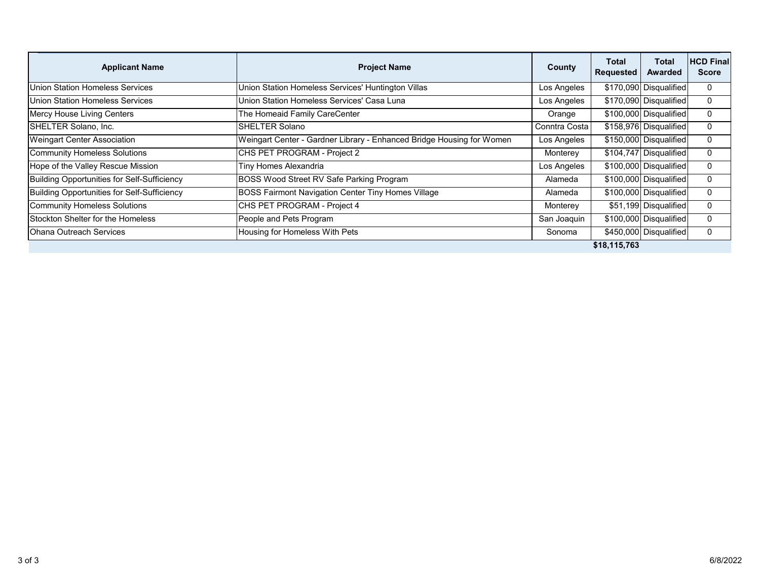| Applicant Name | Project Name | County | Total Requested | Total Awarded | HCD Final Score |
| --- | --- | --- | --- | --- | --- |
| Union Station Homeless Services | Union Station Homeless Services' Huntington Villas | Los Angeles | $170,090 | Disqualified | 0 |
| Union Station Homeless Services | Union Station Homeless Services' Casa Luna | Los Angeles | $170,090 | Disqualified | 0 |
| Mercy House Living Centers | The Homeaid Family CareCenter | Orange | $100,000 | Disqualified | 0 |
| SHELTER Solano, Inc. | SHELTER Solano | Conntra Costa | $158,976 | Disqualified | 0 |
| Weingart Center Association | Weingart Center - Gardner Library - Enhanced Bridge Housing for Women | Los Angeles | $150,000 | Disqualified | 0 |
| Community Homeless Solutions | CHS PET PROGRAM - Project 2 | Monterey | $104,747 | Disqualified | 0 |
| Hope of the Valley Rescue Mission | Tiny Homes Alexandria | Los Angeles | $100,000 | Disqualified | 0 |
| Building Opportunities for Self-Sufficiency | BOSS Wood Street RV Safe Parking Program | Alameda | $100,000 | Disqualified | 0 |
| Building Opportunities for Self-Sufficiency | BOSS Fairmont Navigation Center Tiny Homes Village | Alameda | $100,000 | Disqualified | 0 |
| Community Homeless Solutions | CHS PET PROGRAM - Project 4 | Monterey | $51,199 | Disqualified | 0 |
| Stockton Shelter for the Homeless | People and Pets Program | San Joaquin | $100,000 | Disqualified | 0 |
| Ohana Outreach Services | Housing for Homeless With Pets | Sonoma | $450,000 | Disqualified | 0 |
| | | | **$18,115,763** | | |